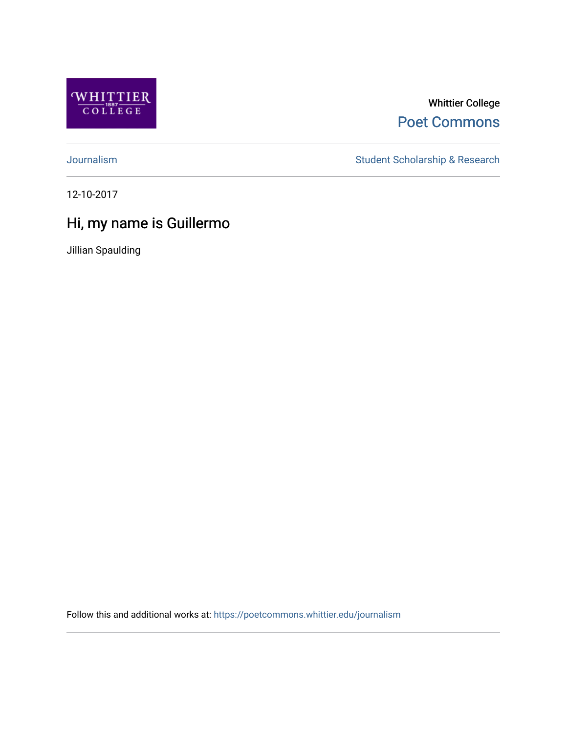Whittier College

Poet Commons

Journalism

Student Scholarship & Research

12-10-2017

# Hi, my name is Guillermo

Jillian Spaulding

Follow this and additional works at: https://poetcommons.whittier.edu/journalism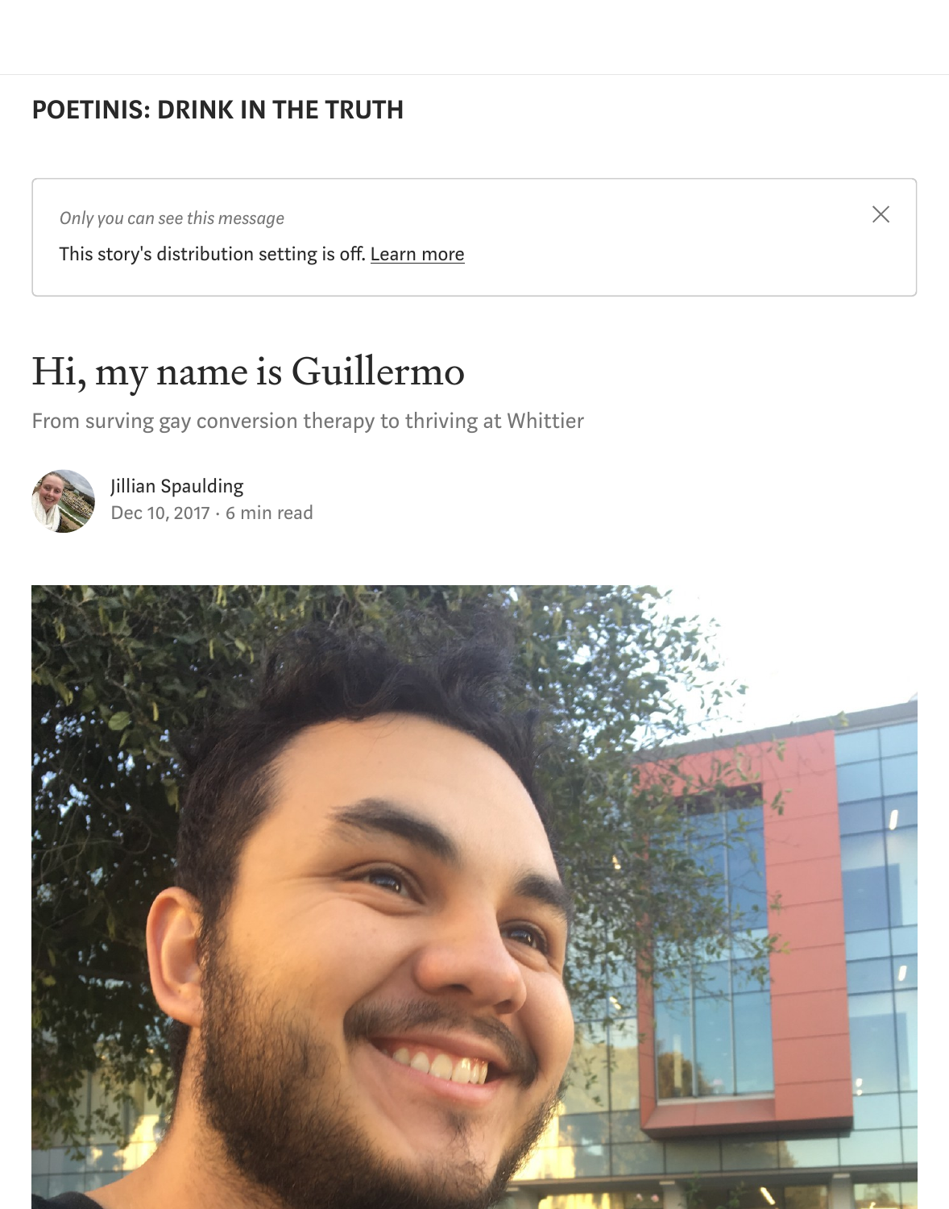POETINIS: DRINK IN THE TRUTH

*Only you can see this message*

This story's distribution setting is off. Learn more

# Hi, my name is Guillermo

From surving gay conversion therapy to thriving at Whittier

Jillian Spaulding

Dec 10, 2017 · 6 min read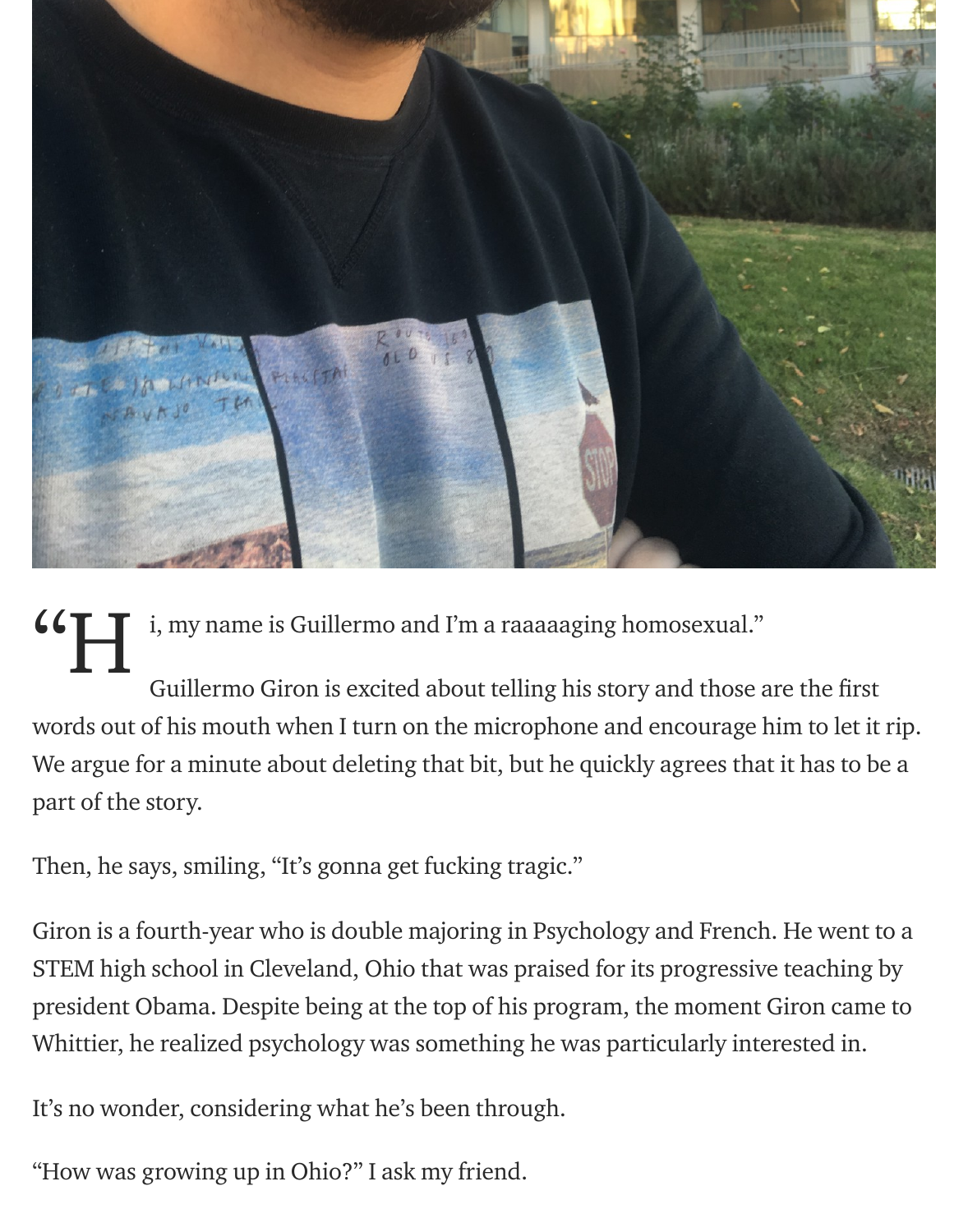"Hi, my name is Guillermo and I'm a raaaaaging homosexual."

Guillermo Giron is excited about telling his story and those are the first words out of his mouth when I turn on the microphone and encourage him to let it rip. We argue for a minute about deleting that bit, but he quickly agrees that it has to be a part of the story.

Then, he says, smiling, "It's gonna get fucking tragic."

Giron is a fourth-year who is double majoring in Psychology and French. He went to a STEM high school in Cleveland, Ohio that was praised for its progressive teaching by president Obama. Despite being at the top of his program, the moment Giron came to Whittier, he realized psychology was something he was particularly interested in.

It's no wonder, considering what he's been through.

"How was growing up in Ohio?" I ask my friend.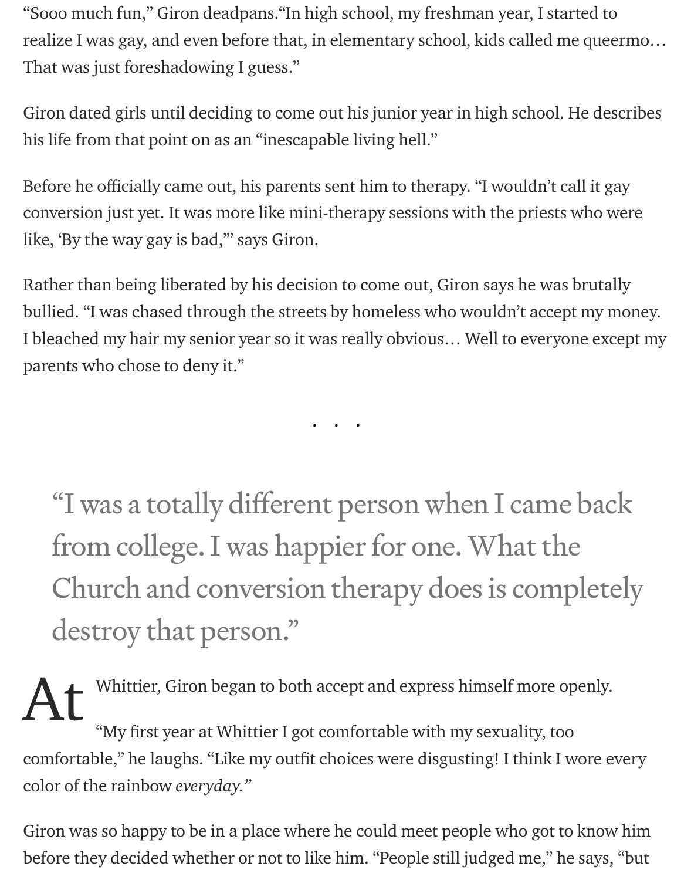"Sooo much fun," Giron deadpans."In high school, my freshman year, I started to realize I was gay, and even before that, in elementary school, kids called me queermo… That was just foreshadowing I guess."

Giron dated girls until deciding to come out his junior year in high school. He describes his life from that point on as an "inescapable living hell."

Before he officially came out, his parents sent him to therapy. "I wouldn't call it gay conversion just yet. It was more like mini-therapy sessions with the priests who were like, 'By the way gay is bad,'" says Giron.

Rather than being liberated by his decision to come out, Giron says he was brutally bullied. "I was chased through the streets by homeless who wouldn't accept my money. I bleached my hair my senior year so it was really obvious… Well to everyone except my parents who chose to deny it."

. . .

> "I was a totally different person when I came back from college. I was happier for one. What the Church and conversion therapy does is completely destroy that person."

At Whittier, Giron began to both accept and express himself more openly.

"My first year at Whittier I got comfortable with my sexuality, too comfortable," he laughs. "Like my outfit choices were disgusting! I think I wore every color of the rainbow *everyday.*"

Giron was so happy to be in a place where he could meet people who got to know him before they decided whether or not to like him. "People still judged me," he says, "but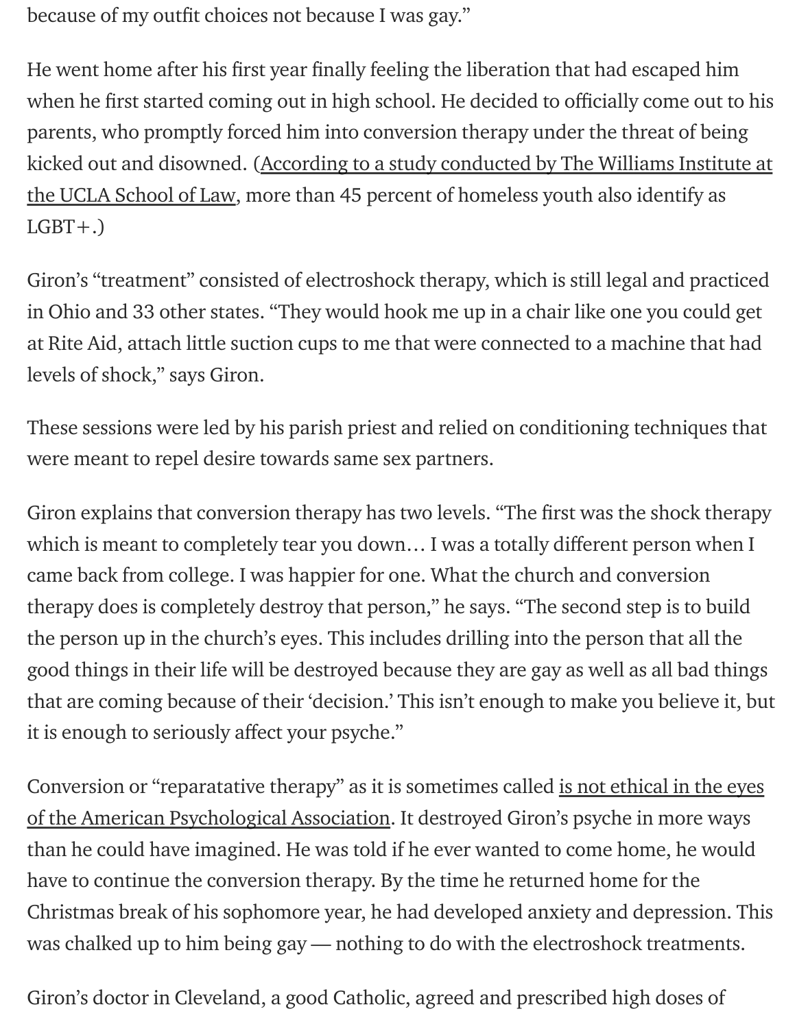because of my outfit choices not because I was gay."

He went home after his first year finally feeling the liberation that had escaped him when he first started coming out in high school. He decided to officially come out to his parents, who promptly forced him into conversion therapy under the threat of being kicked out and disowned. (According to a study conducted by The Williams Institute at the UCLA School of Law, more than 45 percent of homeless youth also identify as LGBT+.)

Giron's "treatment" consisted of electroshock therapy, which is still legal and practiced in Ohio and 33 other states. "They would hook me up in a chair like one you could get at Rite Aid, attach little suction cups to me that were connected to a machine that had levels of shock," says Giron.

These sessions were led by his parish priest and relied on conditioning techniques that were meant to repel desire towards same sex partners.

Giron explains that conversion therapy has two levels. "The first was the shock therapy which is meant to completely tear you down… I was a totally different person when I came back from college. I was happier for one. What the church and conversion therapy does is completely destroy that person," he says. "The second step is to build the person up in the church's eyes. This includes drilling into the person that all the good things in their life will be destroyed because they are gay as well as all bad things that are coming because of their 'decision.' This isn't enough to make you believe it, but it is enough to seriously affect your psyche."

Conversion or "reparatative therapy" as it is sometimes called is not ethical in the eyes of the American Psychological Association. It destroyed Giron's psyche in more ways than he could have imagined. He was told if he ever wanted to come home, he would have to continue the conversion therapy. By the time he returned home for the Christmas break of his sophomore year, he had developed anxiety and depression. This was chalked up to him being gay — nothing to do with the electroshock treatments.

Giron's doctor in Cleveland, a good Catholic, agreed and prescribed high doses of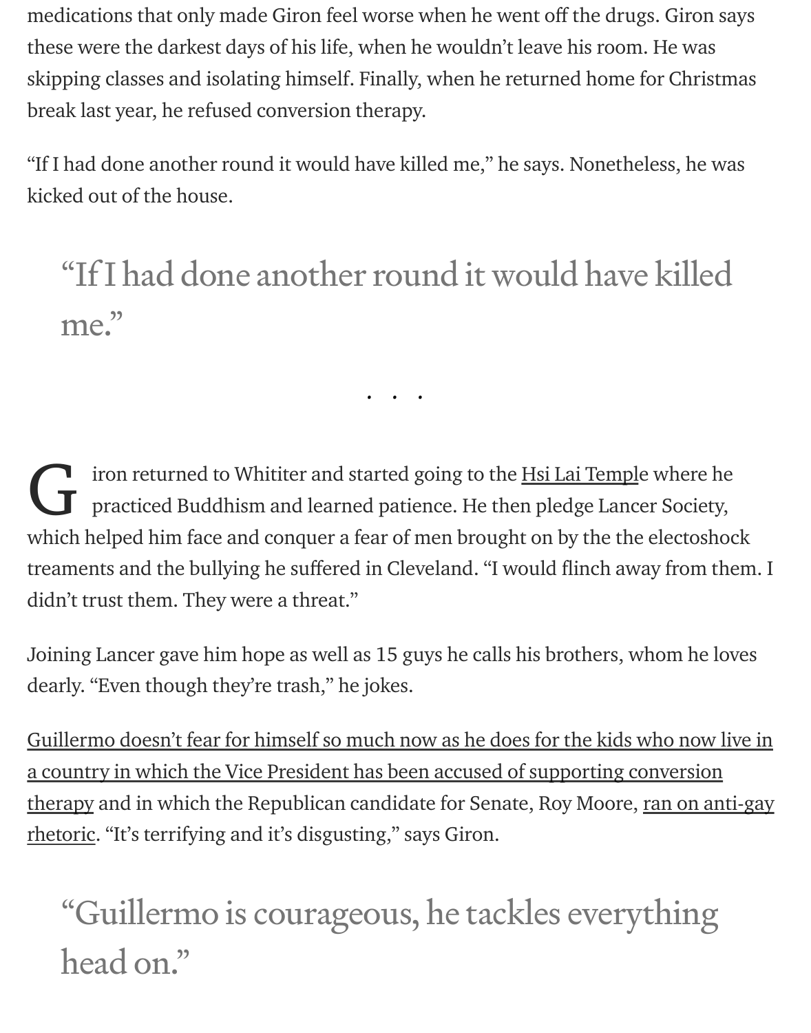medications that only made Giron feel worse when he went off the drugs. Giron says these were the darkest days of his life, when he wouldn't leave his room. He was skipping classes and isolating himself. Finally, when he returned home for Christmas break last year, he refused conversion therapy.

"If I had done another round it would have killed me," he says. Nonetheless, he was kicked out of the house.

> "If I had done another round it would have killed me."

. . .

Giron returned to Whititer and started going to the Hsi Lai Temple where he practiced Buddhism and learned patience. He then pledge Lancer Society, which helped him face and conquer a fear of men brought on by the the electoshock treaments and the bullying he suffered in Cleveland. "I would flinch away from them. I didn't trust them. They were a threat."

Joining Lancer gave him hope as well as 15 guys he calls his brothers, whom he loves dearly. "Even though they're trash," he jokes.

Guillermo doesn't fear for himself so much now as he does for the kids who now live in a country in which the Vice President has been accused of supporting conversion therapy and in which the Republican candidate for Senate, Roy Moore, ran on anti-gay rhetoric. "It's terrifying and it's disgusting," says Giron.

> "Guillermo is courageous, he tackles everything head on."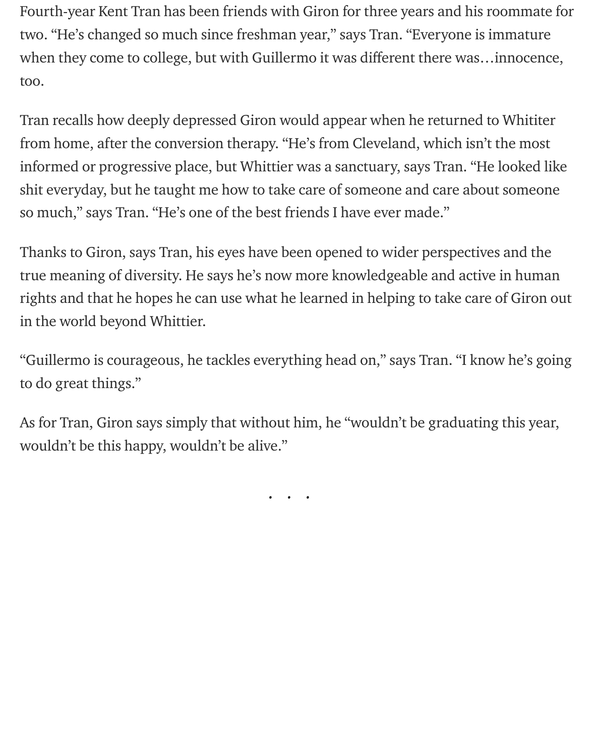Fourth-year Kent Tran has been friends with Giron for three years and his roommate for two. “He’s changed so much since freshman year,” says Tran. “Everyone is immature when they come to college, but with Guillermo it was different there was…innocence, too.

Tran recalls how deeply depressed Giron would appear when he returned to Whititer from home, after the conversion therapy. “He’s from Cleveland, which isn’t the most informed or progressive place, but Whittier was a sanctuary, says Tran. “He looked like shit everyday, but he taught me how to take care of someone and care about someone so much,” says Tran. “He’s one of the best friends I have ever made.”

Thanks to Giron, says Tran, his eyes have been opened to wider perspectives and the true meaning of diversity. He says he’s now more knowledgeable and active in human rights and that he hopes he can use what he learned in helping to take care of Giron out in the world beyond Whittier.

“Guillermo is courageous, he tackles everything head on,” says Tran. “I know he’s going to do great things.”

As for Tran, Giron says simply that without him, he “wouldn’t be graduating this year, wouldn’t be this happy, wouldn’t be alive.”

. . .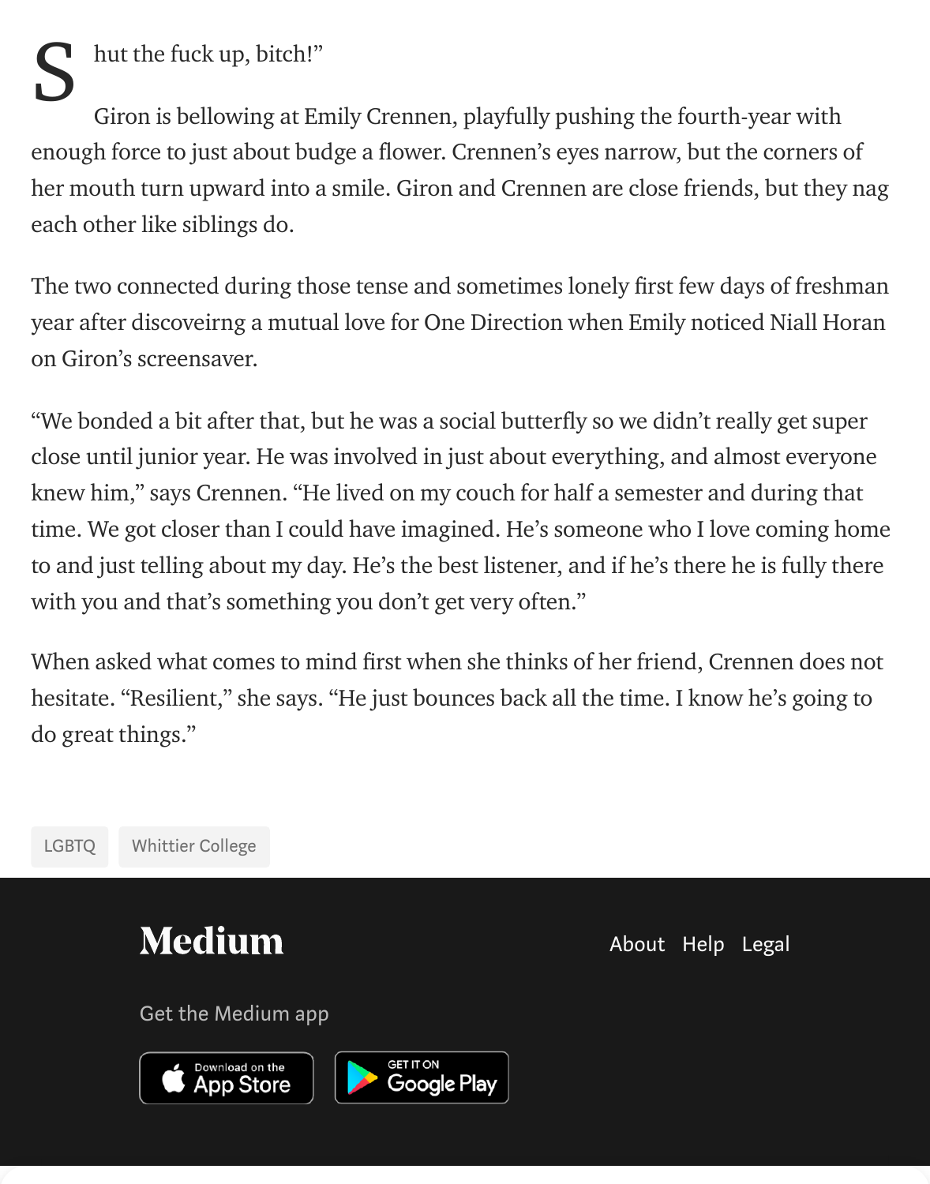"Shut the fuck up, bitch!"

Giron is bellowing at Emily Crennen, playfully pushing the fourth-year with enough force to just about budge a flower. Crennen's eyes narrow, but the corners of her mouth turn upward into a smile. Giron and Crennen are close friends, but they nag each other like siblings do.

The two connected during those tense and sometimes lonely first few days of freshman year after discoveirng a mutual love for One Direction when Emily noticed Niall Horan on Giron's screensaver.

"We bonded a bit after that, but he was a social butterfly so we didn't really get super close until junior year. He was involved in just about everything, and almost everyone knew him," says Crennen. "He lived on my couch for half a semester and during that time. We got closer than I could have imagined. He's someone who I love coming home to and just telling about my day. He's the best listener, and if he's there he is fully there with you and that's something you don't get very often."

When asked what comes to mind first when she thinks of her friend, Crennen does not hesitate. "Resilient," she says. "He just bounces back all the time. I know he's going to do great things."

LGBTQ | Whittier College